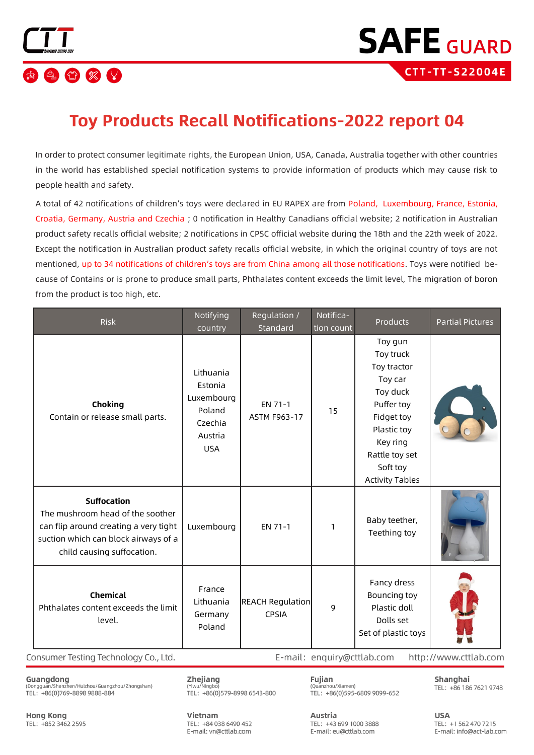# Toy Products Recall Notifications-2022 report 04

In order to protect consumer legitimate rights, the European Union, USA, Canada, Australia together with other countries in the world has established special notification systems to provide information of products which may cause risk to people health and safety.

A total of 42 notifications of children's toys were declared in EU RAPEX are from Poland, Luxembourg, France, Estonia, Croatia, Germany, Austria and Czechia ; 0 notification in Healthy Canadians official website; 2 notification in Australian product safety recalls official website; 2 notifications in CPSC official website during the 18th and the 22th week of 2022. Except the notification in Australian product safety recalls official website, in which the original country of toys are not mentioned, up to 34 notifications of children's toys are from China among all those notifications. Toys were notified because of Contains or is prone to produce small parts, Phthalates content exceeds the limit level, The migration of boron from the product is too high, etc.

| Risk | Notifying country | Regulation / Standard | Notification count | Products | Partial Pictures |
|---|---|---|---|---|---|
| **Choking**<br>Contain or release small parts. | Lithuania<br>Estonia<br>Luxembourg<br>Poland<br>Czechia<br>Austria<br>USA | EN 71-1<br>ASTM F963-17 | 15 | Toy gun<br>Toy truck<br>Toy tractor<br>Toy car<br>Toy duck<br>Puffer toy<br>Fidget toy<br>Plastic toy<br>Key ring<br>Rattle toy set<br>Soft toy<br>Activity Tables | |
| **Suffocation**<br>The mushroom head of the soother can flip around creating a very tight suction which can block airways of a child causing suffocation. | Luxembourg | EN 71-1 | 1 | Baby teether,<br>Teething toy | |
| **Chemical**<br>Phthalates content exceeds the limit level. | France<br>Lithuania<br>Germany<br>Poland | REACH Regulation<br>CPSIA | 9 | Fancy dress<br>Bouncing toy<br>Plastic doll<br>Dolls set<br>Set of plastic toys | |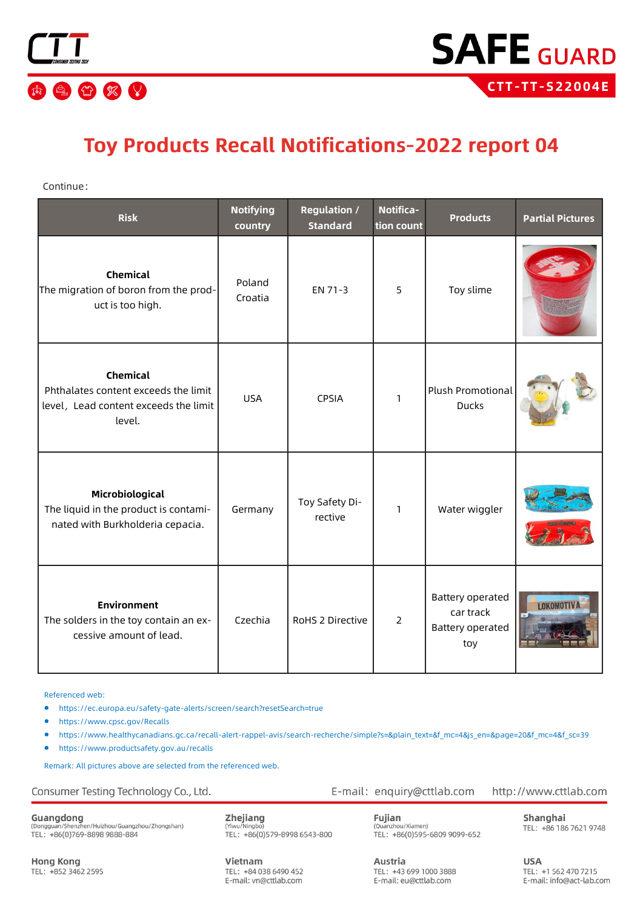# Toy Products Recall Notifications-2022 report 04

Continue：

| Risk | Notifying country | Regulation / Standard | Notification count | Products | Partial Pictures |
|---|---|---|---|---|---|
| **Chemical** The migration of boron from the product is too high. | Poland Croatia | EN 71-3 | 5 | Toy slime | |
| **Chemical** Phthalates content exceeds the limit level，Lead content exceeds the limit level. | USA | CPSIA | 1 | Plush Promotional Ducks | |
| **Microbiological** The liquid in the product is contaminated with Burkholderia cepacia. | Germany | Toy Safety Directive | 1 | Water wiggler | |
| **Environment** The solders in the toy contain an excessive amount of lead. | Czechia | RoHS 2 Directive | 2 | Battery operated car track Battery operated toy | |

Referenced web:

- https://ec.europa.eu/safety-gate-alerts/screen/search?resetSearch=true
- https://www.cpsc.gov/Recalls
- https://www.healthycanadians.gc.ca/recall-alert-rappel-avis/search-recherche/simple?s=&plain_text=&f_mc=4&js_en=&page=20&f_mc=4&f_sc=39
- https://www.productsafety.gov.au/recalls

Remark: All pictures above are selected from the referenced web.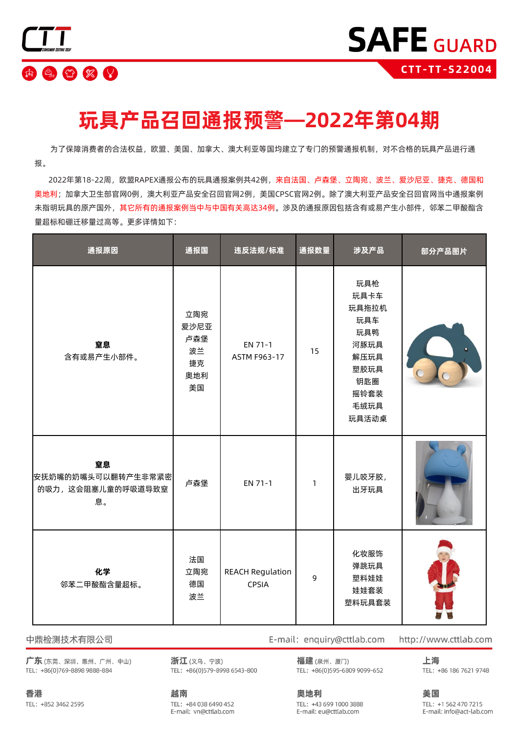# 玩具产品召回通报预警—2022年第04期

为了保障消费者的合法权益，欧盟、美国、加拿大、澳大利亚等国均建立了专门的预警通报机制，对不合格的玩具产品进行通报。

2022年第18-22周，欧盟RAPEX通报公布的玩具通报案例共42例，来自法国、卢森堡、立陶宛、波兰、爱沙尼亚、捷克、德国和奥地利；加拿大卫生部官网0例，澳大利亚产品安全召回官网2例，美国CPSC官网2例。除了澳大利亚产品安全召回官网当中通报案例未指明玩具的原产国外，其它所有的通报案例当中与中国有关高达34例。涉及的通报原因包括含有或易产生小部件，邻苯二甲酸酯含量超标和硼迁移量过高等。更多详情如下：

| 通报原因 | 通报国 | 违反法规/标准 | 通报数量 | 涉及产品 | 部分产品图片 |
|---|---|---|---|---|---|
| **窒息**<br>含有或易产生小部件。 | 立陶宛<br>爱沙尼亚<br>卢森堡<br>波兰<br>捷克<br>奥地利<br>美国 | EN 71-1<br>ASTM F963-17 | 15 | 玩具枪<br>玩具卡车<br>玩具拖拉机<br>玩具车<br>玩具鸭<br>河豚玩具<br>解压玩具<br>塑胶玩具<br>钥匙圈<br>摇铃套装<br>毛绒玩具<br>玩具活动桌 | |
| **窒息**<br>安抚奶嘴的奶嘴头可以翻转产生非常紧密的吸力，这会阻塞儿童的呼吸道导致窒息。 | 卢森堡 | EN 71-1 | 1 | 婴儿咬牙胶，出牙玩具 | |
| **化学**<br>邻苯二甲酸酯含量超标。 | 法国<br>立陶宛<br>德国<br>波兰 | REACH Regulation<br>CPSIA | 9 | 化妆服饰<br>弹跳玩具<br>塑料娃娃<br>娃娃套装<br>塑料玩具套装 | |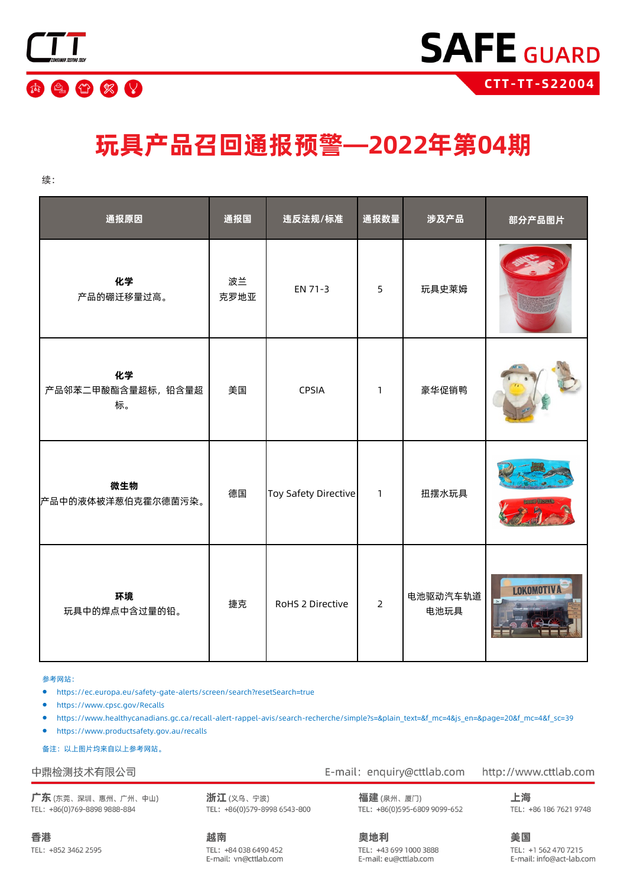# 玩具产品召回通报预警—2022年第04期

续：

| 通报原因 | 通报国 | 违反法规/标准 | 通报数量 | 涉及产品 | 部分产品图片 |
|---|---|---|---|---|---|
| **化学**<br>产品的硼迁移量过高。 | 波兰<br>克罗地亚 | EN 71-3 | 5 | 玩具史莱姆 | |
| **化学**<br>产品邻苯二甲酸酯含量超标，铅含量超标。 | 美国 | CPSIA | 1 | 豪华促销鸭 | |
| **微生物**<br>产品中的液体被洋葱伯克霍尔德菌污染。 | 德国 | Toy Safety Directive | 1 | 扭摆水玩具 | |
| **环境**<br>玩具中的焊点中含过量的铅。 | 捷克 | RoHS 2 Directive | 2 | 电池驱动汽车轨道电池玩具 | |

参考网站：

- https://ec.europa.eu/safety-gate-alerts/screen/search?resetSearch=true
- https://www.cpsc.gov/Recalls
- https://www.healthycanadians.gc.ca/recall-alert-rappel-avis/search-recherche/simple?s=&plain_text=&f_mc=4&js_en=&page=20&f_mc=4&f_sc=39
- https://www.productsafety.gov.au/recalls

备注：以上图片均来自以上参考网站。